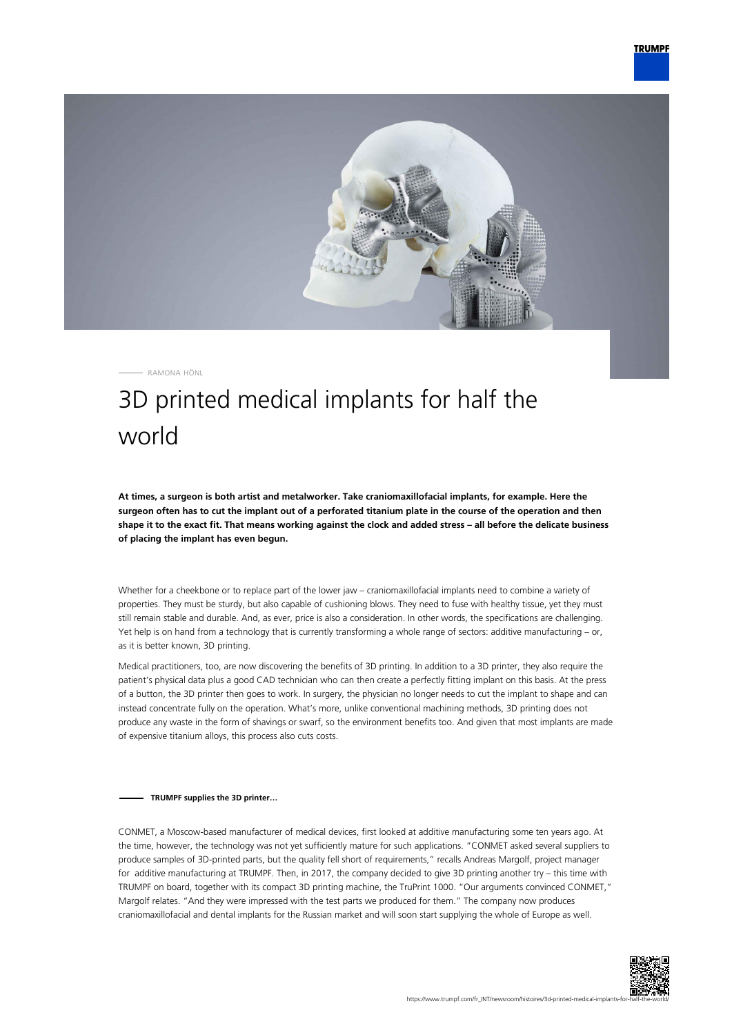RAMONA HÖNL

# 3D printed medical implants for half the world

**At times, a surgeon is both artist and metalworker. Take craniomaxillofacial implants, for example. Here the surgeon often has to cut the implant out of a perforated titanium plate in the course of the operation and then shape it to the exact fit. That means working against the clock and added stress – all before the delicate business of placing the implant has even begun.**

Whether for a cheekbone or to replace part of the lower jaw – craniomaxillofacial implants need to combine a variety of properties. They must be sturdy, but also capable of cushioning blows. They need to fuse with healthy tissue, yet they must still remain stable and durable. And, as ever, price is also a consideration. In other words, the specifications are challenging. Yet help is on hand from a technology that is currently transforming a whole range of sectors: additive manufacturing – or, as it is better known, 3D printing.

Medical practitioners, too, are now discovering the benefits of 3D printing. In addition to a 3D printer, they also require the patient's physical data plus a good CAD technician who can then create a perfectly fitting implant on this basis. At the press of a button, the 3D printer then goes to work. In surgery, the physician no longer needs to cut the implant to shape and can instead concentrate fully on the operation. What's more, unlike conventional machining methods, 3D printing does not produce any waste in the form of shavings or swarf, so the environment benefits too. And given that most implants are made of expensive titanium alloys, this process also cuts costs.

**TRUMPF supplies the 3D printer…**

CONMET, a Moscow-based manufacturer of medical devices, first looked at additive manufacturing some ten years ago. At the time, however, the technology was not yet sufficiently mature for such applications. "CONMET asked several suppliers to produce samples of 3D-printed parts, but the quality fell short of requirements," recalls Andreas Margolf, project manager for additive manufacturing at TRUMPF. Then, in 2017, the company decided to give 3D printing another try – this time with TRUMPF on board, together with its compact 3D printing machine, the TruPrint 1000. "Our arguments convinced CONMET," Margolf relates. "And they were impressed with the test parts we produced for them." The company now produces craniomaxillofacial and dental implants for the Russian market and will soon start supplying the whole of Europe as well.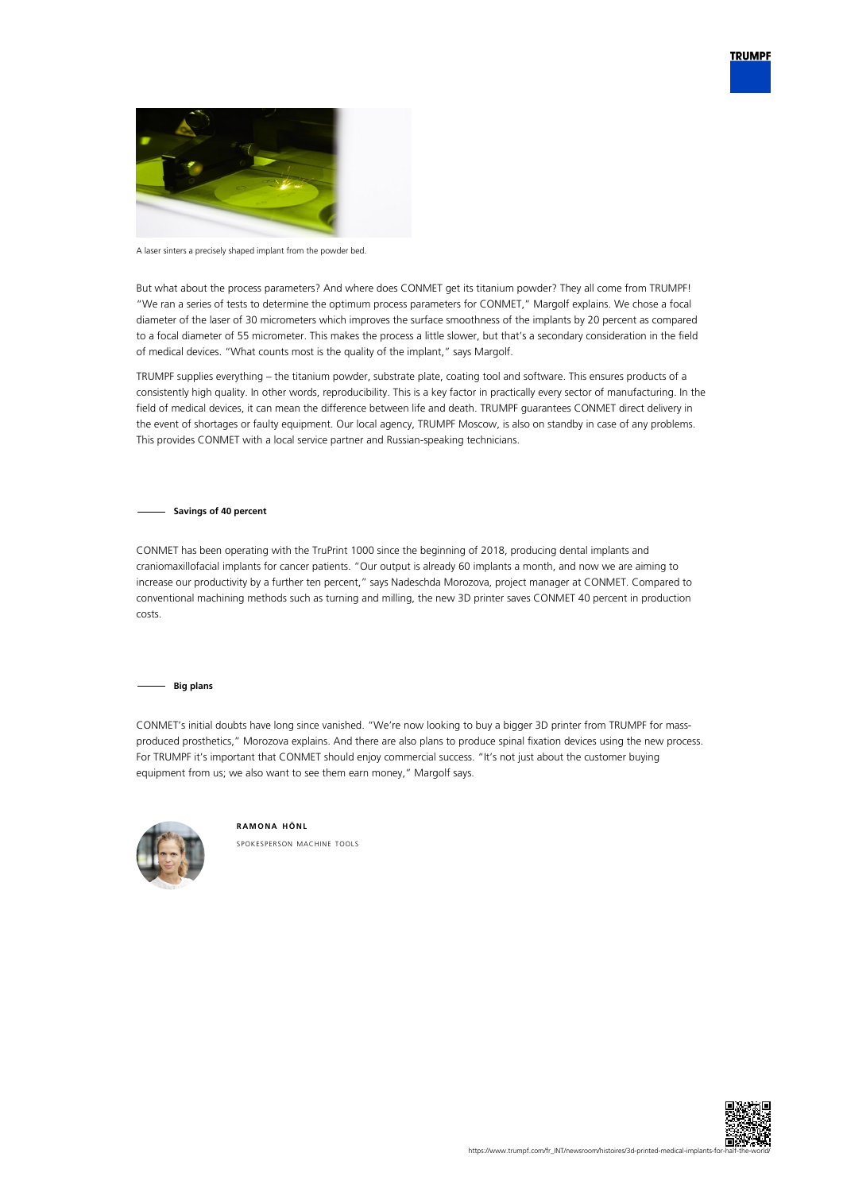A laser sinters a precisely shaped implant from the powder bed.

But what about the process parameters? And where does CONMET get its titanium powder? They all come from TRUMPF! "We ran a series of tests to determine the optimum process parameters for CONMET," Margolf explains. We chose a focal diameter of the laser of 30 micrometers which improves the surface smoothness of the implants by 20 percent as compared to a focal diameter of 55 micrometer. This makes the process a little slower, but that's a secondary consideration in the field of medical devices. "What counts most is the quality of the implant," says Margolf.

TRUMPF supplies everything – the titanium powder, substrate plate, coating tool and software. This ensures products of a consistently high quality. In other words, reproducibility. This is a key factor in practically every sector of manufacturing. In the field of medical devices, it can mean the difference between life and death. TRUMPF guarantees CONMET direct delivery in the event of shortages or faulty equipment. Our local agency, TRUMPF Moscow, is also on standby in case of any problems. This provides CONMET with a local service partner and Russian-speaking technicians.

## Savings of 40 percent

CONMET has been operating with the TruPrint 1000 since the beginning of 2018, producing dental implants and craniomaxillofacial implants for cancer patients. "Our output is already 60 implants a month, and now we are aiming to increase our productivity by a further ten percent," says Nadeschda Morozova, project manager at CONMET. Compared to conventional machining methods such as turning and milling, the new 3D printer saves CONMET 40 percent in production costs.

## Big plans

CONMET's initial doubts have long since vanished. "We're now looking to buy a bigger 3D printer from TRUMPF for mass-produced prosthetics," Morozova explains. And there are also plans to produce spinal fixation devices using the new process. For TRUMPF it's important that CONMET should enjoy commercial success. "It's not just about the customer buying equipment from us; we also want to see them earn money," Margolf says.

**RAMONA HÖNL**

SPOKESPERSON MACHINE TOOLS